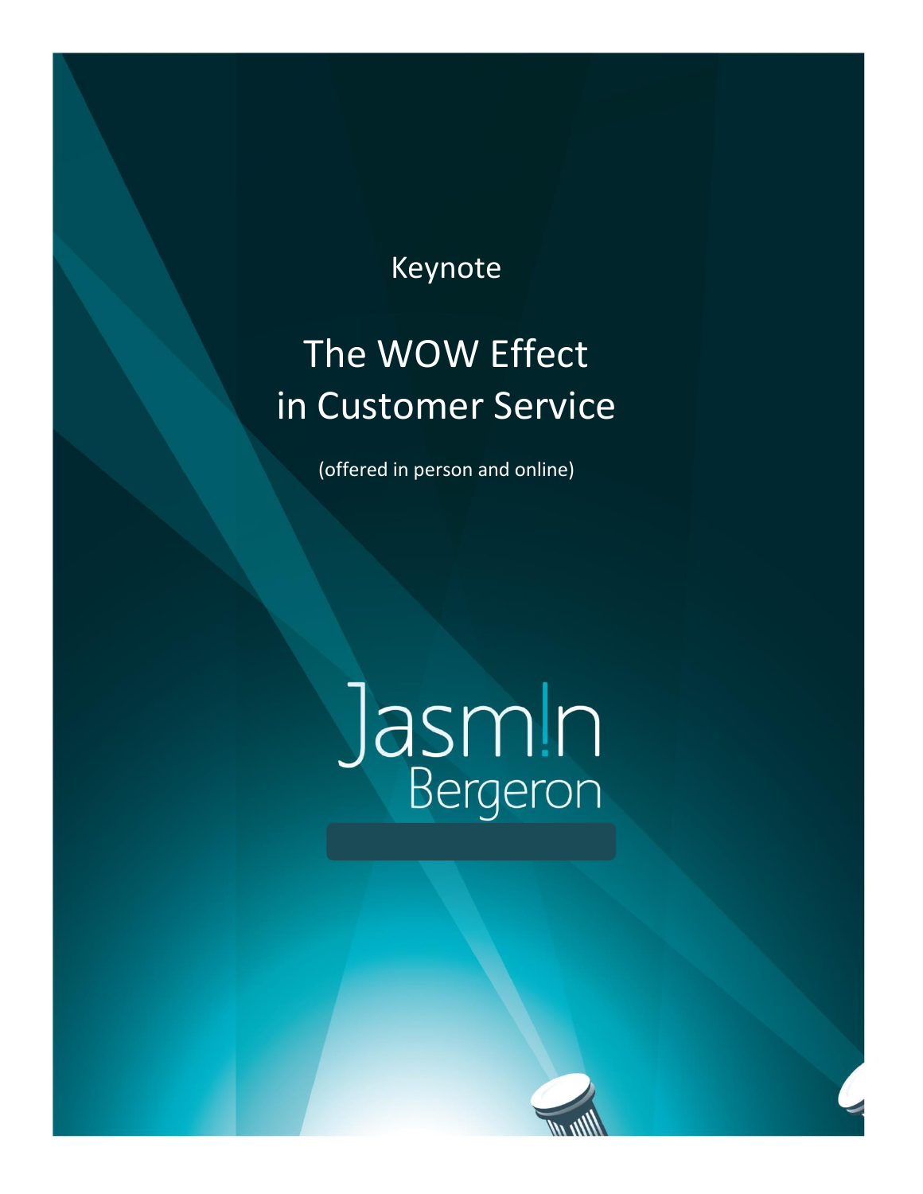Keynote

# The WOW Effect in Customer Service

(offered in person and online)

Jasm!n Bergeron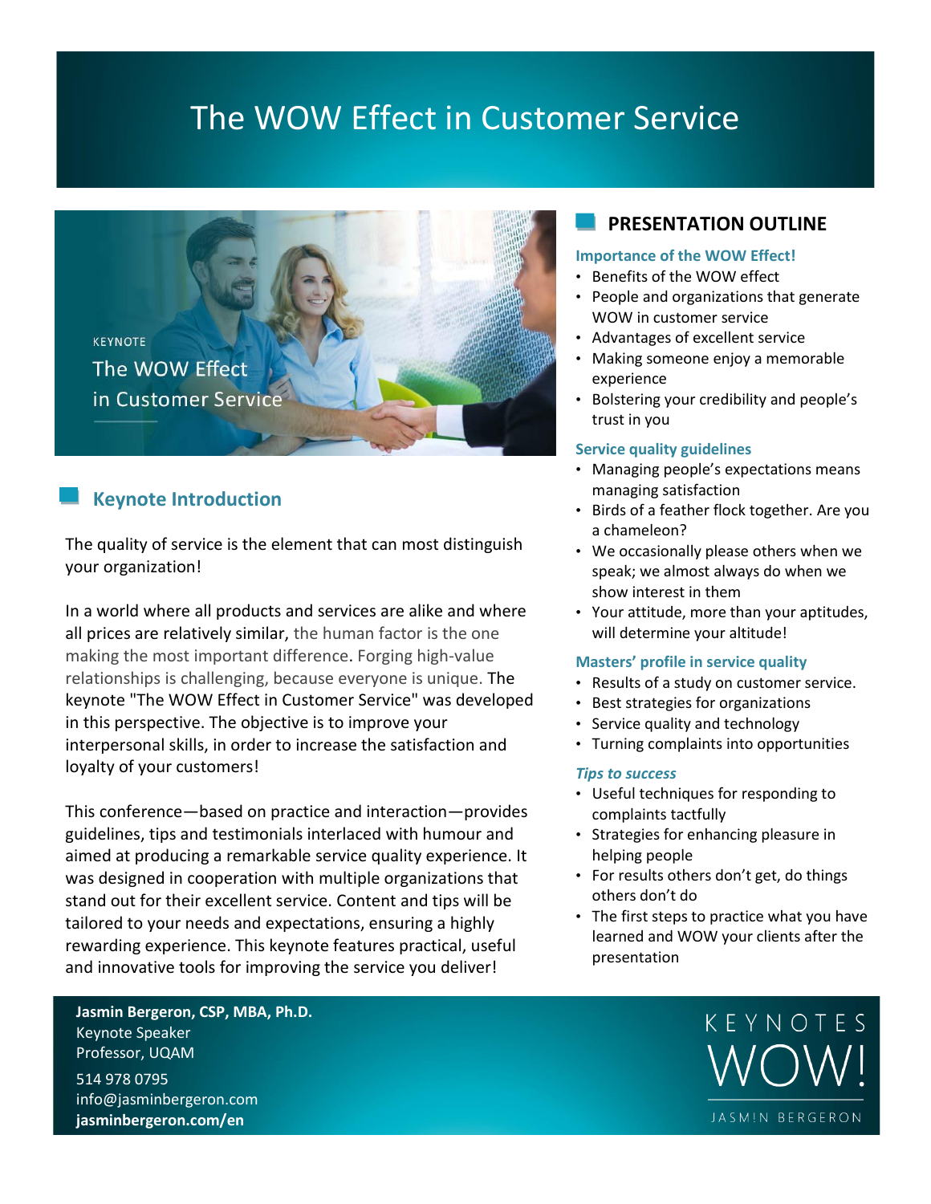# The WOW Effect in Customer Service

KEYNOTE
The WOW Effect
in Customer Service

## Keynote Introduction

The quality of service is the element that can most distinguish your organization!

In a world where all products and services are alike and where all prices are relatively similar, the human factor is the one making the most important difference. Forging high-value relationships is challenging, because everyone is unique. The keynote "The WOW Effect in Customer Service" was developed in this perspective. The objective is to improve your interpersonal skills, in order to increase the satisfaction and loyalty of your customers!

This conference—based on practice and interaction—provides guidelines, tips and testimonials interlaced with humour and aimed at producing a remarkable service quality experience. It was designed in cooperation with multiple organizations that stand out for their excellent service. Content and tips will be tailored to your needs and expectations, ensuring a highly rewarding experience. This keynote features practical, useful and innovative tools for improving the service you deliver!

## PRESENTATION OUTLINE

### Importance of the WOW Effect!

- Benefits of the WOW effect
- People and organizations that generate WOW in customer service
- Advantages of excellent service
- Making someone enjoy a memorable experience
- Bolstering your credibility and people's trust in you

### Service quality guidelines

- Managing people's expectations means managing satisfaction
- Birds of a feather flock together. Are you a chameleon?
- We occasionally please others when we speak; we almost always do when we show interest in them
- Your attitude, more than your aptitudes, will determine your altitude!

### Masters' profile in service quality

- Results of a study on customer service.
- Best strategies for organizations
- Service quality and technology
- Turning complaints into opportunities

### *Tips to success*

- Useful techniques for responding to complaints tactfully
- Strategies for enhancing pleasure in helping people
- For results others don't get, do things others don't do
- The first steps to practice what you have learned and WOW your clients after the presentation

**Jasmin Bergeron, CSP, MBA, Ph.D.**
Keynote Speaker
Professor, UQAM
514 978 0795
info@jasminbergeron.com
**jasminbergeron.com/en**

KEYNOTES WOW! JASMIN BERGERON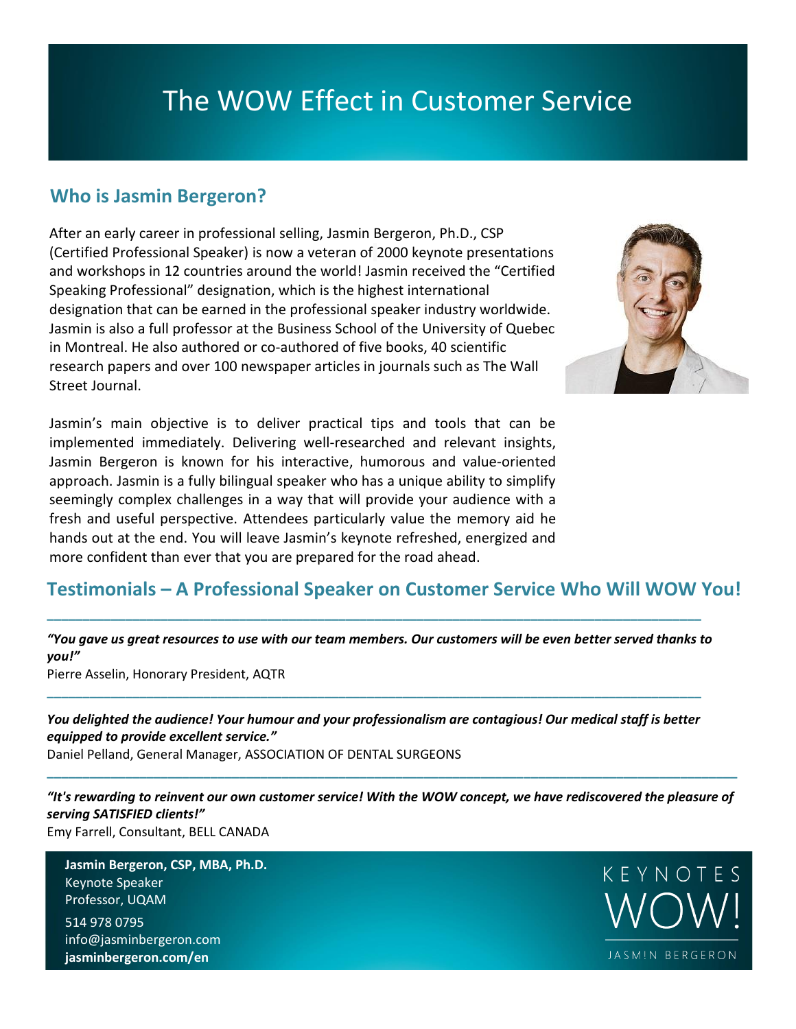# The WOW Effect in Customer Service

## Who is Jasmin Bergeron?

After an early career in professional selling, Jasmin Bergeron, Ph.D., CSP (Certified Professional Speaker) is now a veteran of 2000 keynote presentations and workshops in 12 countries around the world! Jasmin received the "Certified Speaking Professional" designation, which is the highest international designation that can be earned in the professional speaker industry worldwide. Jasmin is also a full professor at the Business School of the University of Quebec in Montreal. He also authored or co-authored of five books, 40 scientific research papers and over 100 newspaper articles in journals such as The Wall Street Journal.

Jasmin's main objective is to deliver practical tips and tools that can be implemented immediately. Delivering well-researched and relevant insights, Jasmin Bergeron is known for his interactive, humorous and value-oriented approach. Jasmin is a fully bilingual speaker who has a unique ability to simplify seemingly complex challenges in a way that will provide your audience with a fresh and useful perspective. Attendees particularly value the memory aid he hands out at the end. You will leave Jasmin's keynote refreshed, energized and more confident than ever that you are prepared for the road ahead.

## Testimonials – A Professional Speaker on Customer Service Who Will WOW You!

---

***"You gave us great resources to use with our team members. Our customers will be even better served thanks to you!"***

Pierre Asselin, Honorary President, AQTR

---

***You delighted the audience! Your humour and your professionalism are contagious! Our medical staff is better equipped to provide excellent service."***

Daniel Pelland, General Manager, ASSOCIATION OF DENTAL SURGEONS

---

***"It's rewarding to reinvent our own customer service! With the WOW concept, we have rediscovered the pleasure of serving SATISFIED clients!"***

Emy Farrell, Consultant, BELL CANADA

**Jasmin Bergeron, CSP, MBA, Ph.D.**
Keynote Speaker
Professor, UQAM

514 978 0795
info@jasminbergeron.com
**jasminbergeron.com/en**

KEYNOTES WOW! JASMIN BERGERON